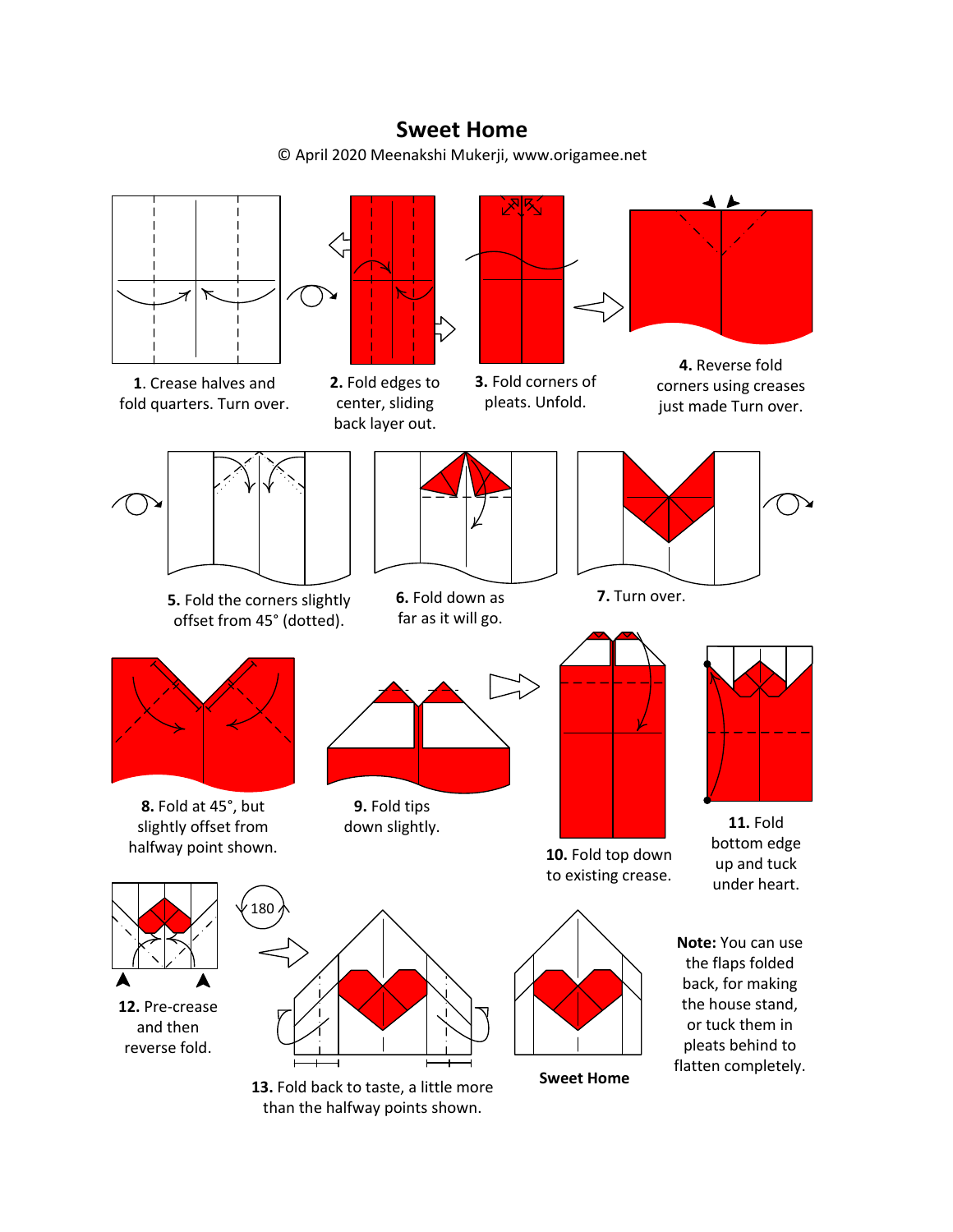# Sweet Home

© April 2020 Meenakshi Mukerji, www.origamee.net

**1**. Crease halves and fold quarters. Turn over.

**2.** Fold edges to center, sliding back layer out.

**3.** Fold corners of pleats. Unfold.

**4.** Reverse fold corners using creases just made Turn over.

**5.** Fold the corners slightly offset from 45° (dotted).

**6.** Fold down as far as it will go.

**7.** Turn over.

**8.** Fold at 45°, but slightly offset from halfway point shown.

**9.** Fold tips down slightly.

**10.** Fold top down to existing crease.

**11.** Fold bottom edge up and tuck under heart.

**12.** Pre-crease and then reverse fold.

180

**13.** Fold back to taste, a little more than the halfway points shown.

**Sweet Home**

**Note:** You can use the flaps folded back, for making the house stand, or tuck them in pleats behind to flatten completely.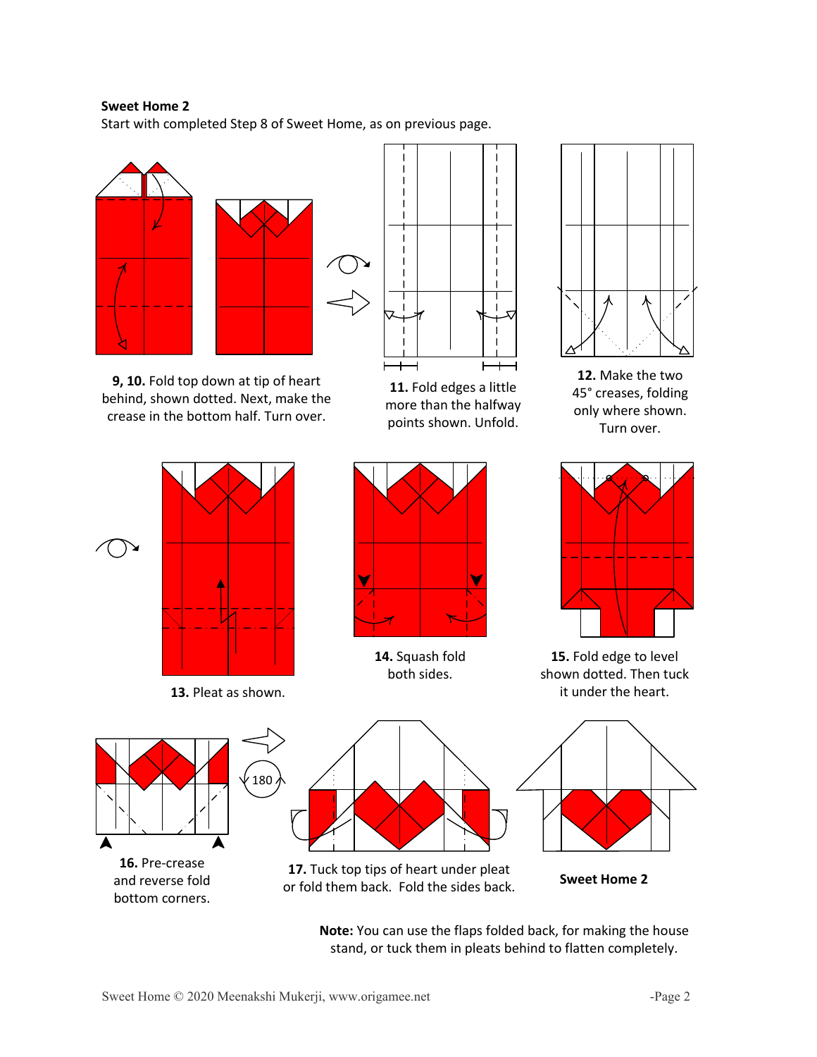**Sweet Home 2**

Start with completed Step 8 of Sweet Home, as on previous page.

**9, 10.** Fold top down at tip of heart behind, shown dotted. Next, make the crease in the bottom half. Turn over.

**11.** Fold edges a little more than the halfway points shown. Unfold.

**12.** Make the two 45° creases, folding only where shown. Turn over.

**13.** Pleat as shown.

**14.** Squash fold both sides.

**15.** Fold edge to level shown dotted. Then tuck it under the heart.

**16.** Pre-crease and reverse fold bottom corners.

180

**17.** Tuck top tips of heart under pleat or fold them back. Fold the sides back.

**Sweet Home 2**

**Note:** You can use the flaps folded back, for making the house stand, or tuck them in pleats behind to flatten completely.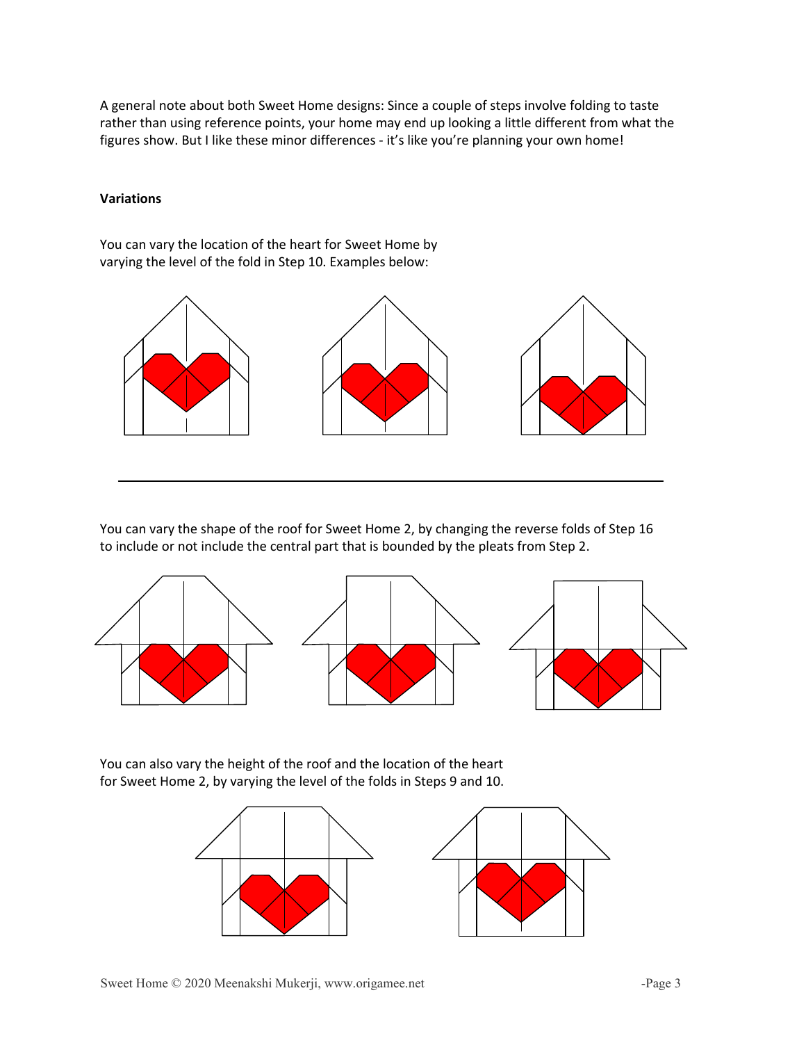A general note about both Sweet Home designs: Since a couple of steps involve folding to taste rather than using reference points, your home may end up looking a little different from what the figures show. But I like these minor differences - it's like you're planning your own home!

**Variations**

You can vary the location of the heart for Sweet Home by varying the level of the fold in Step 10. Examples below:

---

You can vary the shape of the roof for Sweet Home 2, by changing the reverse folds of Step 16 to include or not include the central part that is bounded by the pleats from Step 2.

You can also vary the height of the roof and the location of the heart for Sweet Home 2, by varying the level of the folds in Steps 9 and 10.